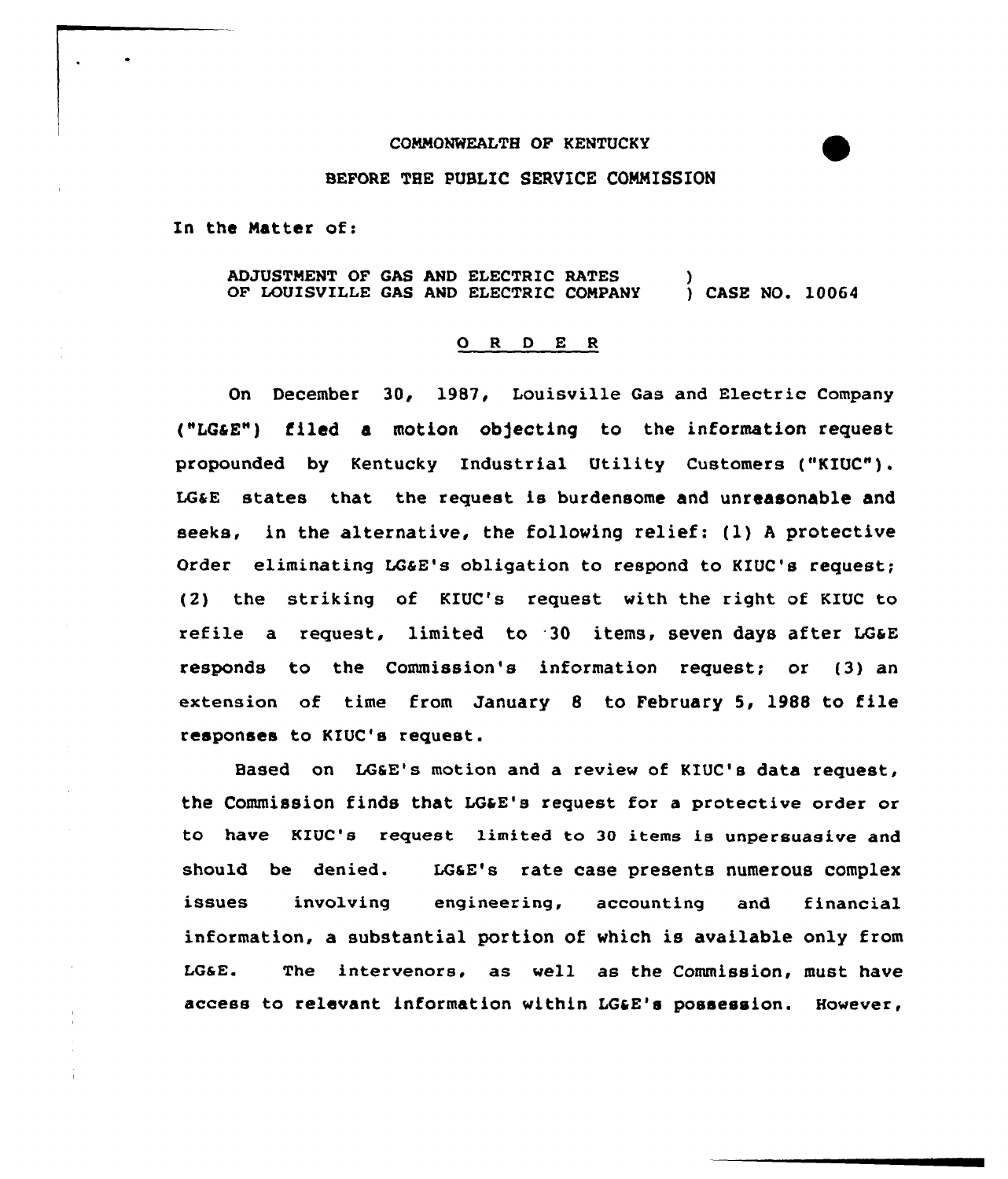COMMONWEALTH OF KENTUCKY

BEFORE THE PUBLIC SERVICE COMMISSION

In the Matter of:

ADJUSTMENT OF GAS AND ELECTRIC RATES OF LOUISVILLE GAS AND ELECTRIC COMPANY ) CASE NO. 10064

O R D E R

On December 30, 1987, Louisville Gas and Electric Company ("LG&E") filed a motion objecting to the information request propounded by Kentucky Industrial Utility Customers ("KIUC"). LG&E states that the request is burdensome and unreasonable and seeks, in the alternative, the following relief: (1) A protective Order eliminating LG&E's obligation to respond to KIUC's request; (2) the striking of KIUC's request with the right of KIUC to refile a request, limited to 30 items, seven days after LG&E responds to the Commission's information request; or (3) an extension of time from January 8 to February 5, 1988 to file responses to KIUC's request.

Based on LG&E's motion and a review of KIUC's data request, the Commission finds that LG&E's request for a protective order or to have KIUC's request limited to 30 items is unpersuasive and should be denied. LG&E's rate case presents numerous complex issues involving engineering, accounting and financial information, a substantial portion of which is available only from LG&E. The intervenors, as well as the Commission, must have access to relevant information within LG&E's possession. However,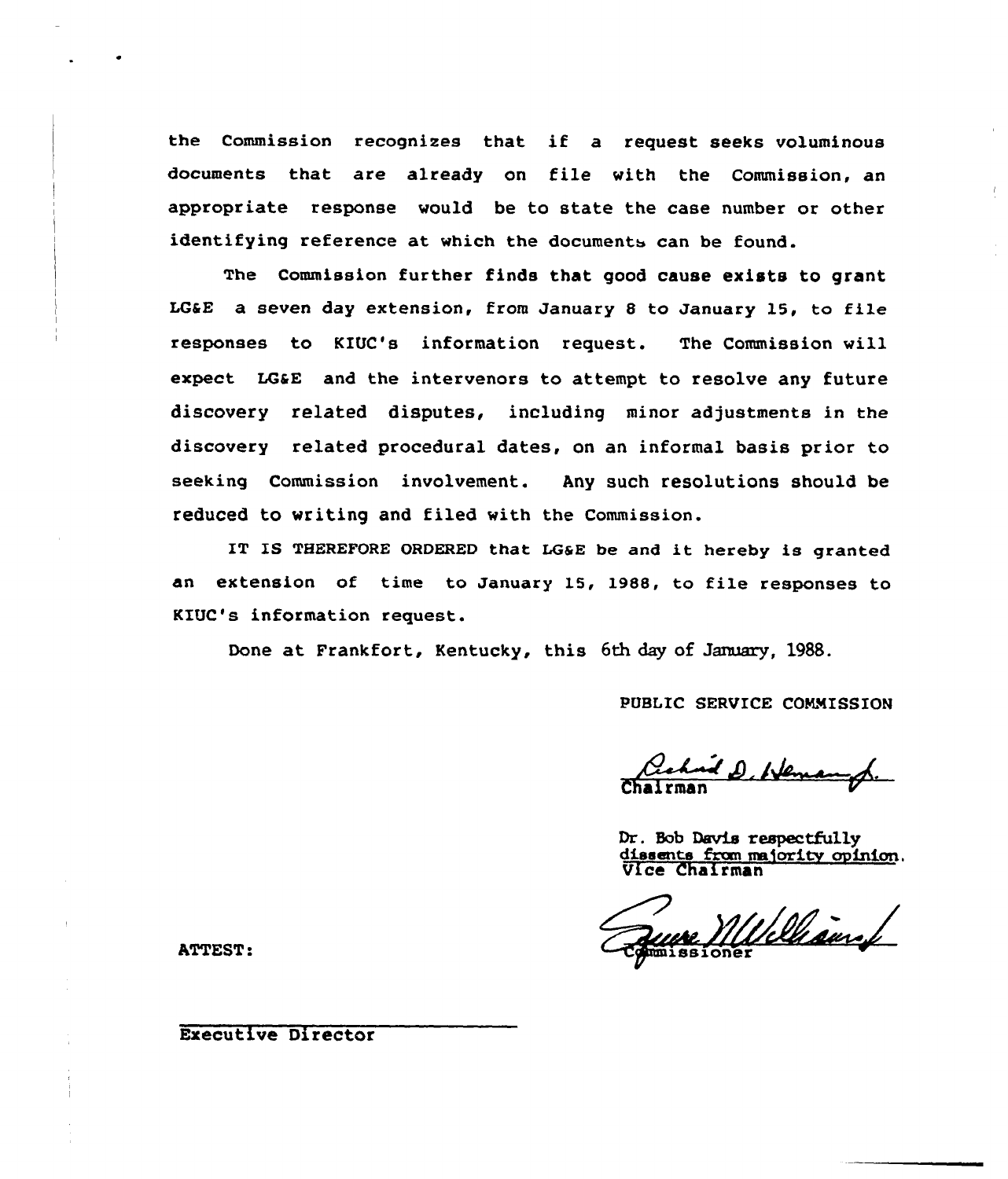the Commission recognizes that if a request seeks voluminous documents that are already on file with the Commission, an appropriate response would be to state the case number or other identifying reference at which the documents can be found.

The Commission further finds that good cause exists to grant LG&E a seven day extension, from January 8 to January 15, to file responses to KIUC's information request. The Commission will expect LG&E and the intervenors to attempt to resolve any future discovery related disputes, including minor adjustments in the discovery related procedural dates, on an informal basis prior to seeking Commission involvement. Any such resolutions should be reduced to writing and filed with the Commission.

IT IS THEREFORE ORDERED that LG&E be and it hereby is granted an extension of time to January 15, 1988, to file responses to KIUC's information request.

Done at Frankfort, Kentucky, this 6th day of January, 1988.

PUBLIC SERVICE COMMISSION

Chairman

Dr. Bob Davis respectfully dissents from majority opinion.
Vice Chairman

Commissioner

ATTEST:

Executive Director